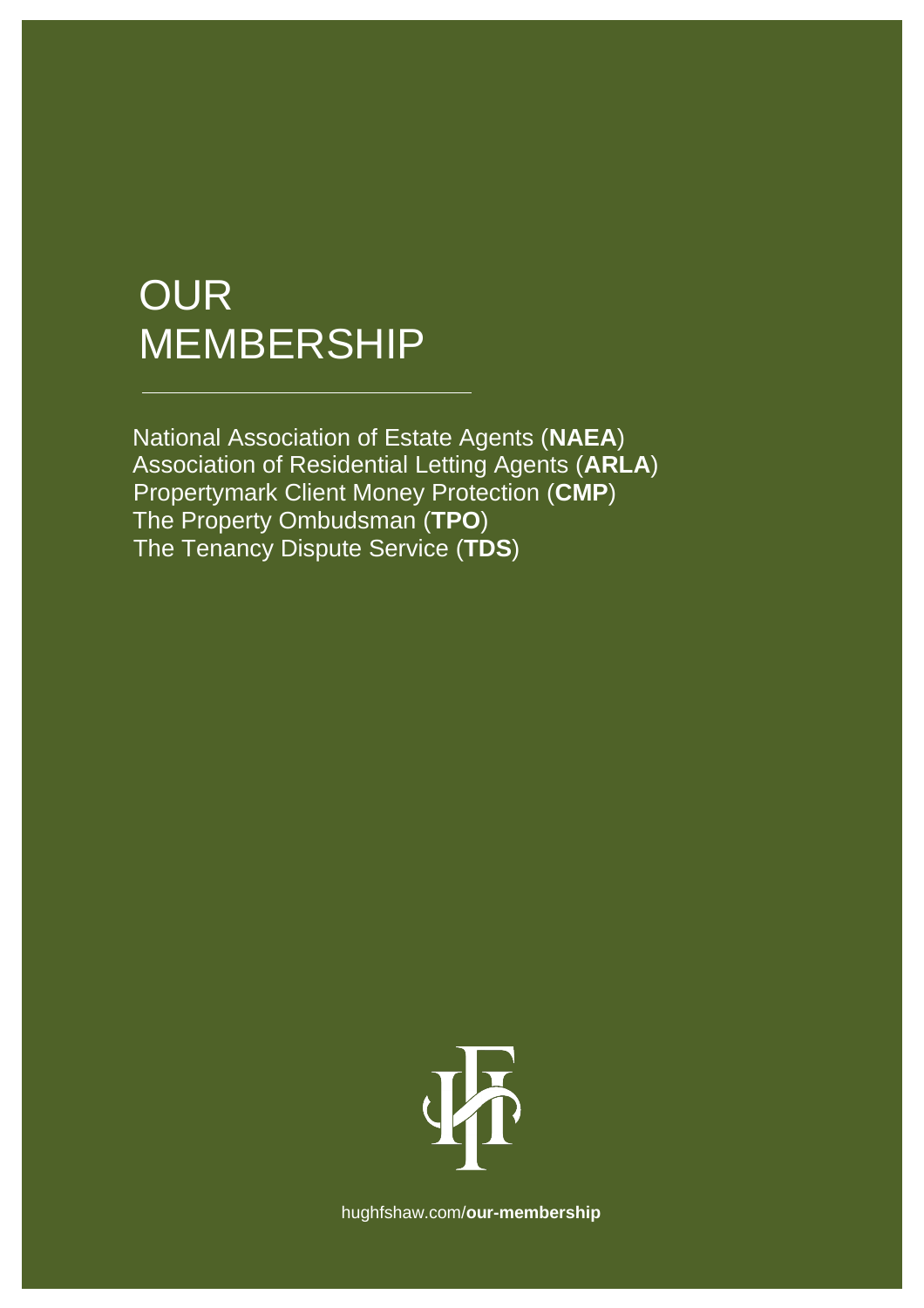# OUR MEMBERSHIP

National Association of Estate Agents (**NAEA**)
Association of Residential Letting Agents (**ARLA**)
Propertymark Client Money Protection (**CMP**)
The Property Ombudsman (**TPO**)
The Tenancy Dispute Service (**TDS**)

hughfshaw.com/**our-membership**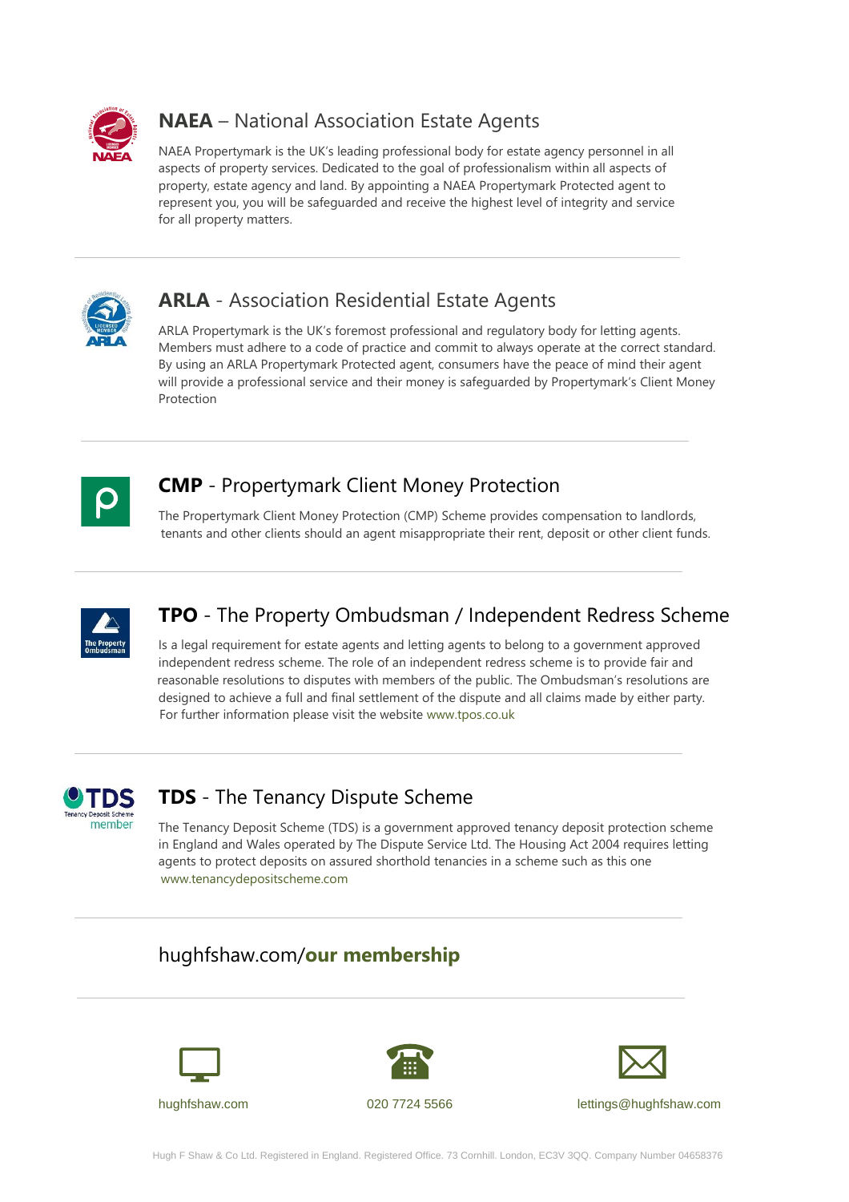## **NAEA** – National Association Estate Agents

NAEA Propertymark is the UK's leading professional body for estate agency personnel in all aspects of property services. Dedicated to the goal of professionalism within all aspects of property, estate agency and land. By appointing a NAEA Propertymark Protected agent to represent you, you will be safeguarded and receive the highest level of integrity and service for all property matters.

---

## **ARLA** - Association Residential Estate Agents

ARLA Propertymark is the UK's foremost professional and regulatory body for letting agents. Members must adhere to a code of practice and commit to always operate at the correct standard. By using an ARLA Propertymark Protected agent, consumers have the peace of mind their agent will provide a professional service and their money is safeguarded by Propertymark's Client Money Protection

---

## **CMP** - Propertymark Client Money Protection

The Propertymark Client Money Protection (CMP) Scheme provides compensation to landlords, tenants and other clients should an agent misappropriate their rent, deposit or other client funds.

---

## **TPO** - The Property Ombudsman / Independent Redress Scheme

Is a legal requirement for estate agents and letting agents to belong to a government approved independent redress scheme. The role of an independent redress scheme is to provide fair and reasonable resolutions to disputes with members of the public. The Ombudsman's resolutions are designed to achieve a full and final settlement of the dispute and all claims made by either party. For further information please visit the website www.tpos.co.uk

---

## **TDS** - The Tenancy Dispute Scheme

The Tenancy Deposit Scheme (TDS) is a government approved tenancy deposit protection scheme in England and Wales operated by The Dispute Service Ltd. The Housing Act 2004 requires letting agents to protect deposits on assured shorthold tenancies in a scheme such as this one www.tenancydepositscheme.com

---

## hughfshaw.com/**our membership**

---

hughfshaw.com

020 7724 5566

lettings@hughfshaw.com

Hugh F Shaw & Co Ltd. Registered in England. Registered Office. 73 Cornhill. London, EC3V 3QQ. Company Number 04658376